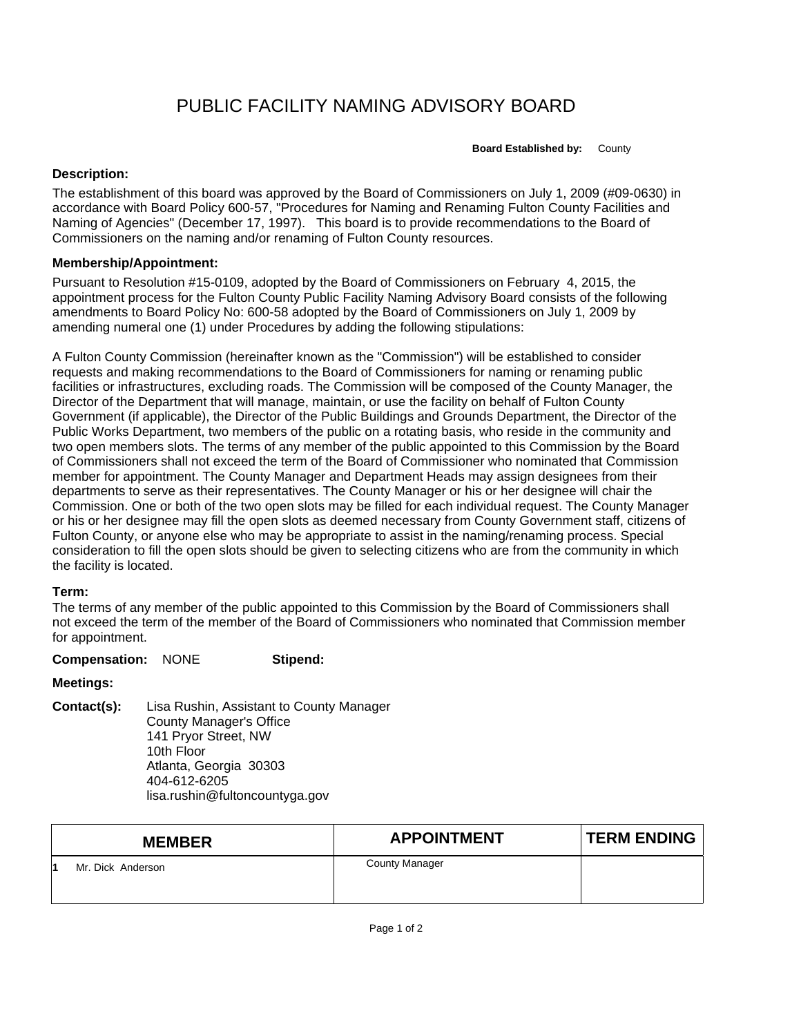# PUBLIC FACILITY NAMING ADVISORY BOARD

**Board Established by:** County

### Description:

The establishment of this board was approved by the Board of Commissioners on July 1, 2009 (#09-0630) in accordance with Board Policy 600-57, "Procedures for Naming and Renaming Fulton County Facilities and Naming of Agencies" (December 17, 1997). This board is to provide recommendations to the Board of Commissioners on the naming and/or renaming of Fulton County resources.

### Membership/Appointment:

Pursuant to Resolution #15-0109, adopted by the Board of Commissioners on February 4, 2015, the appointment process for the Fulton County Public Facility Naming Advisory Board consists of the following amendments to Board Policy No: 600-58 adopted by the Board of Commissioners on July 1, 2009 by amending numeral one (1) under Procedures by adding the following stipulations:

A Fulton County Commission (hereinafter known as the "Commission") will be established to consider requests and making recommendations to the Board of Commissioners for naming or renaming public facilities or infrastructures, excluding roads. The Commission will be composed of the County Manager, the Director of the Department that will manage, maintain, or use the facility on behalf of Fulton County Government (if applicable), the Director of the Public Buildings and Grounds Department, the Director of the Public Works Department, two members of the public on a rotating basis, who reside in the community and two open members slots. The terms of any member of the public appointed to this Commission by the Board of Commissioners shall not exceed the term of the Board of Commissioner who nominated that Commission member for appointment. The County Manager and Department Heads may assign designees from their departments to serve as their representatives. The County Manager or his or her designee will chair the Commission. One or both of the two open slots may be filled for each individual request. The County Manager or his or her designee may fill the open slots as deemed necessary from County Government staff, citizens of Fulton County, or anyone else who may be appropriate to assist in the naming/renaming process. Special consideration to fill the open slots should be given to selecting citizens who are from the community in which the facility is located.

### Term:

The terms of any member of the public appointed to this Commission by the Board of Commissioners shall not exceed the term of the member of the Board of Commissioners who nominated that Commission member for appointment.

**Compensation:** NONE **Stipend:**

**Meetings:**

**Contact(s):** Lisa Rushin, Assistant to County Manager
County Manager's Office
141 Pryor Street, NW
10th Floor
Atlanta, Georgia 30303
404-612-6205
lisa.rushin@fultoncountyga.gov

| MEMBER | APPOINTMENT | TERM ENDING |
|---|---|---|
| 1 Mr. Dick Anderson | County Manager | |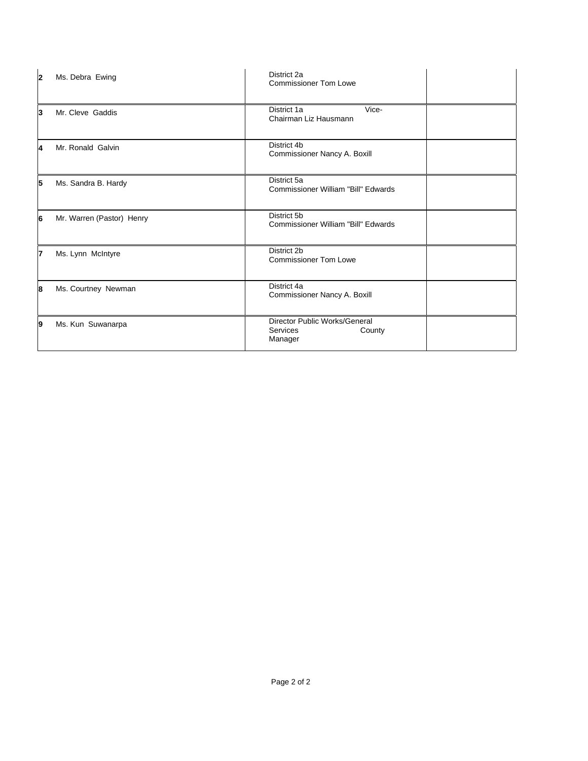| | | | |
|---|---|---|---|
| **2** | Ms. Debra Ewing | District 2a<br>Commissioner Tom Lowe | |
| **3** | Mr. Cleve Gaddis | District 1a Vice-<br>Chairman Liz Hausmann | |
| **4** | Mr. Ronald Galvin | District 4b<br>Commissioner Nancy A. Boxill | |
| **5** | Ms. Sandra B. Hardy | District 5a<br>Commissioner William "Bill" Edwards | |
| **6** | Mr. Warren (Pastor) Henry | District 5b<br>Commissioner William "Bill" Edwards | |
| **7** | Ms. Lynn McIntyre | District 2b<br>Commissioner Tom Lowe | |
| **8** | Ms. Courtney Newman | District 4a<br>Commissioner Nancy A. Boxill | |
| **9** | Ms. Kun Suwanarpa | Director Public Works/General<br>Services County<br>Manager | |